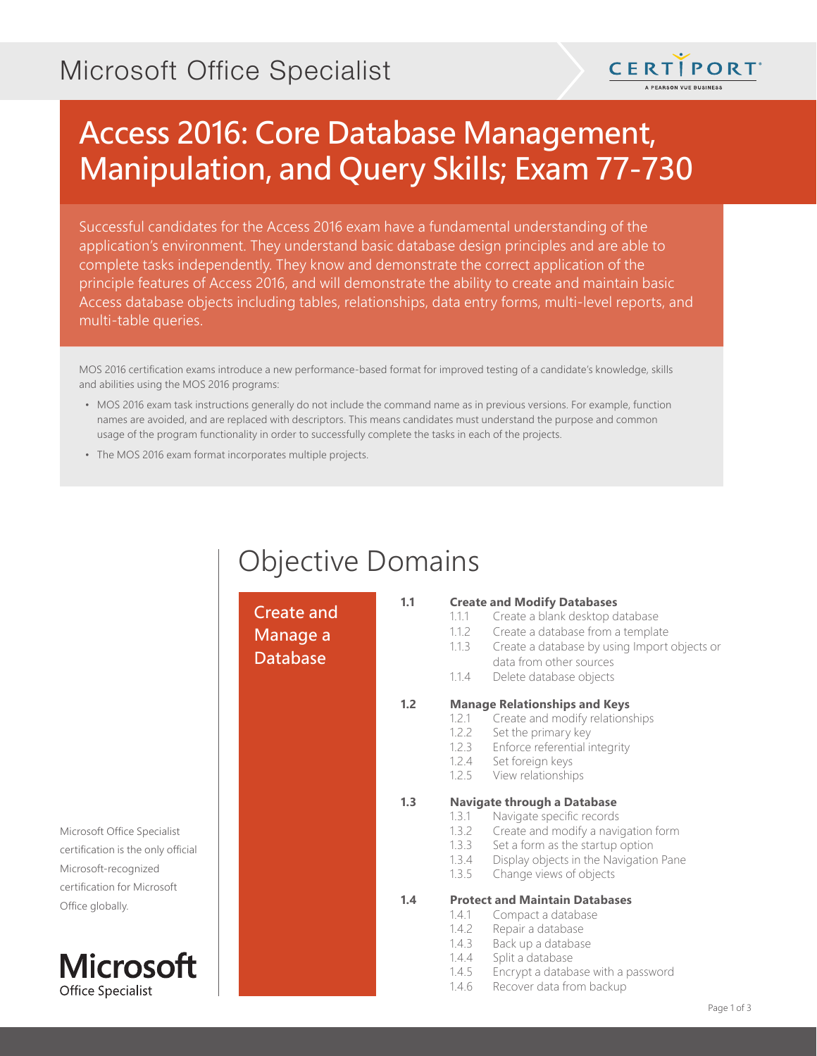Microsoft Office Specialist

# Access 2016: Core Database Management, Manipulation, and Query Skills; Exam 77-730

Successful candidates for the Access 2016 exam have a fundamental understanding of the application's environment. They understand basic database design principles and are able to complete tasks independently. They know and demonstrate the correct application of the principle features of Access 2016, and will demonstrate the ability to create and maintain basic Access database objects including tables, relationships, data entry forms, multi-level reports, and multi-table queries.

MOS 2016 certification exams introduce a new performance-based format for improved testing of a candidate's knowledge, skills and abilities using the MOS 2016 programs:

- MOS 2016 exam task instructions generally do not include the command name as in previous versions. For example, function names are avoided, and are replaced with descriptors. This means candidates must understand the purpose and common usage of the program functionality in order to successfully complete the tasks in each of the projects.
- The MOS 2016 exam format incorporates multiple projects.

Microsoft Office Specialist certification is the only official Microsoft-recognized certification for Microsoft Office globally.

## Objective Domains

### Create and Manage a Database

**1.1 Create and Modify Databases**
- 1.1.1 Create a blank desktop database
- 1.1.2 Create a database from a template
- 1.1.3 Create a database by using Import objects or data from other sources
- 1.1.4 Delete database objects

**1.2 Manage Relationships and Keys**
- 1.2.1 Create and modify relationships
- 1.2.2 Set the primary key
- 1.2.3 Enforce referential integrity
- 1.2.4 Set foreign keys
- 1.2.5 View relationships

**1.3 Navigate through a Database**
- 1.3.1 Navigate specific records
- 1.3.2 Create and modify a navigation form
- 1.3.3 Set a form as the startup option
- 1.3.4 Display objects in the Navigation Pane
- 1.3.5 Change views of objects

**1.4 Protect and Maintain Databases**
- 1.4.1 Compact a database
- 1.4.2 Repair a database
- 1.4.3 Back up a database
- 1.4.4 Split a database
- 1.4.5 Encrypt a database with a password
- 1.4.6 Recover data from backup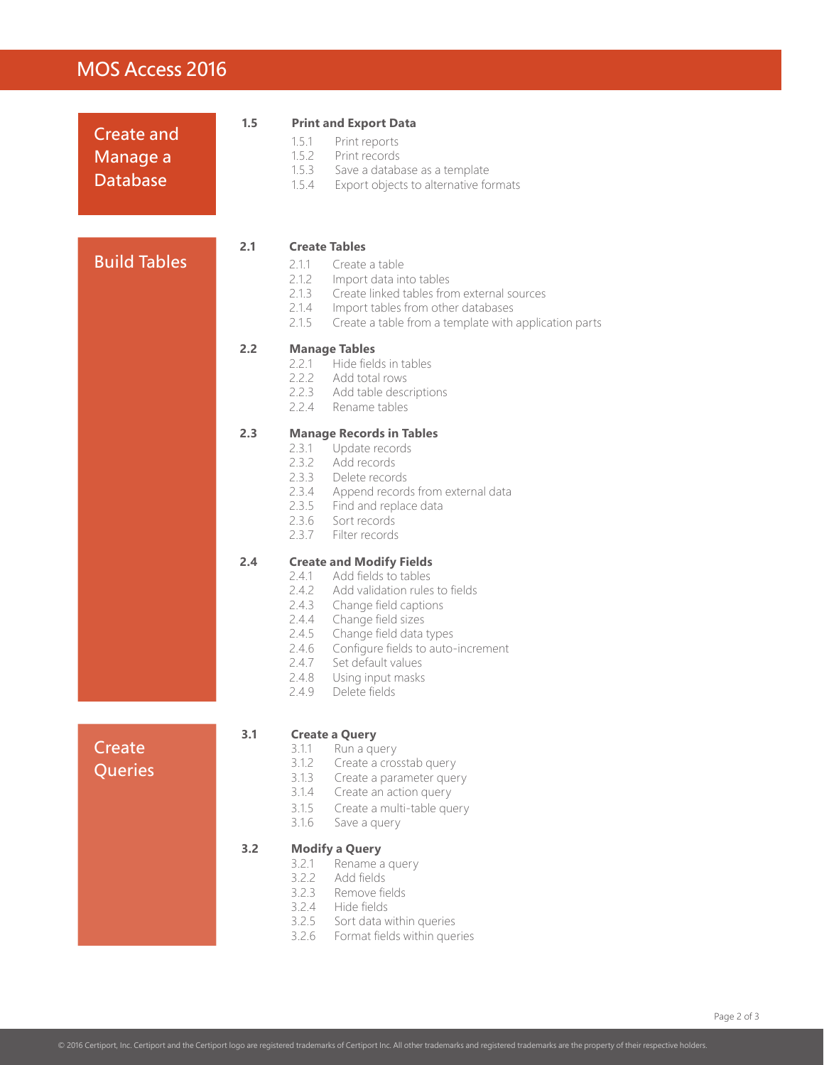# MOS Access 2016

## Create and Manage a Database

**1.5 Print and Export Data**

- 1.5.1 Print reports
- 1.5.2 Print records
- 1.5.3 Save a database as a template
- 1.5.4 Export objects to alternative formats

## Build Tables

**2.1 Create Tables**

- 2.1.1 Create a table
- 2.1.2 Import data into tables
- 2.1.3 Create linked tables from external sources
- 2.1.4 Import tables from other databases
- 2.1.5 Create a table from a template with application parts

**2.2 Manage Tables**

- 2.2.1 Hide fields in tables
- 2.2.2 Add total rows
- 2.2.3 Add table descriptions
- 2.2.4 Rename tables

**2.3 Manage Records in Tables**

- 2.3.1 Update records
- 2.3.2 Add records
- 2.3.3 Delete records
- 2.3.4 Append records from external data
- 2.3.5 Find and replace data
- 2.3.6 Sort records
- 2.3.7 Filter records

**2.4 Create and Modify Fields**

- 2.4.1 Add fields to tables
- 2.4.2 Add validation rules to fields
- 2.4.3 Change field captions
- 2.4.4 Change field sizes
- 2.4.5 Change field data types
- 2.4.6 Configure fields to auto-increment
- 2.4.7 Set default values
- 2.4.8 Using input masks
- 2.4.9 Delete fields

## Create Queries

**3.1 Create a Query**

- 3.1.1 Run a query
- 3.1.2 Create a crosstab query
- 3.1.3 Create a parameter query
- 3.1.4 Create an action query
- 3.1.5 Create a multi-table query
- 3.1.6 Save a query

**3.2 Modify a Query**

- 3.2.1 Rename a query
- 3.2.2 Add fields
- 3.2.3 Remove fields
- 3.2.4 Hide fields
- 3.2.5 Sort data within queries
- 3.2.6 Format fields within queries

© 2016 Certiport, Inc. Certiport and the Certiport logo are registered trademarks of Certiport Inc. All other trademarks and registered trademarks are the property of their respective holders.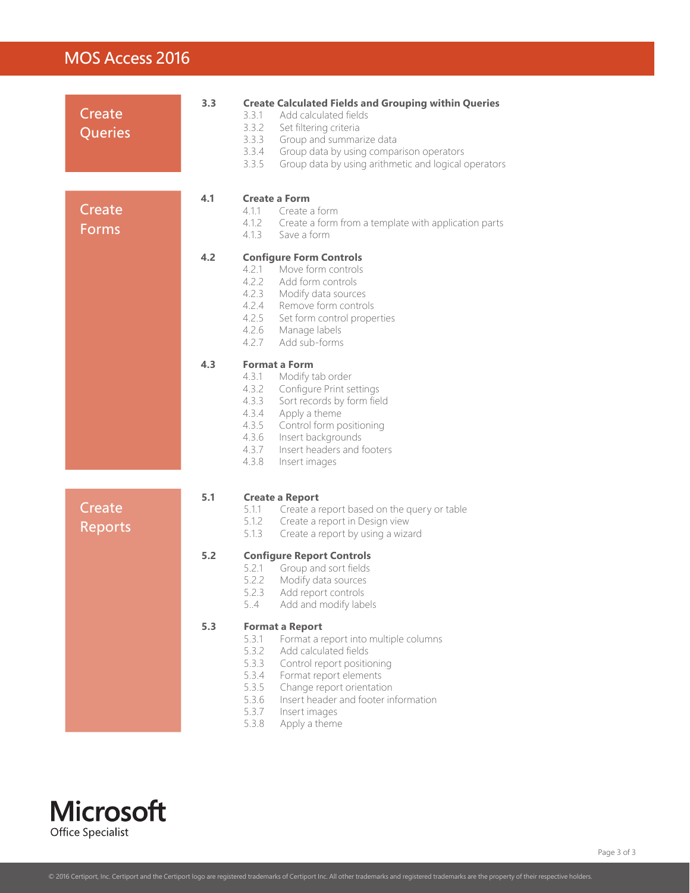# MOS Access 2016

## Create Queries

### 3.3 Create Calculated Fields and Grouping within Queries

- 3.3.1 Add calculated fields
- 3.3.2 Set filtering criteria
- 3.3.3 Group and summarize data
- 3.3.4 Group data by using comparison operators
- 3.3.5 Group data by using arithmetic and logical operators

## Create Forms

### 4.1 Create a Form

- 4.1.1 Create a form
- 4.1.2 Create a form from a template with application parts
- 4.1.3 Save a form

### 4.2 Configure Form Controls

- 4.2.1 Move form controls
- 4.2.2 Add form controls
- 4.2.3 Modify data sources
- 4.2.4 Remove form controls
- 4.2.5 Set form control properties
- 4.2.6 Manage labels
- 4.2.7 Add sub-forms

### 4.3 Format a Form

- 4.3.1 Modify tab order
- 4.3.2 Configure Print settings
- 4.3.3 Sort records by form field
- 4.3.4 Apply a theme
- 4.3.5 Control form positioning
- 4.3.6 Insert backgrounds
- 4.3.7 Insert headers and footers
- 4.3.8 Insert images

## Create Reports

### 5.1 Create a Report

- 5.1.1 Create a report based on the query or table
- 5.1.2 Create a report in Design view
- 5.1.3 Create a report by using a wizard

### 5.2 Configure Report Controls

- 5.2.1 Group and sort fields
- 5.2.2 Modify data sources
- 5.2.3 Add report controls
- 5..4 Add and modify labels

### 5.3 Format a Report

- 5.3.1 Format a report into multiple columns
- 5.3.2 Add calculated fields
- 5.3.3 Control report positioning
- 5.3.4 Format report elements
- 5.3.5 Change report orientation
- 5.3.6 Insert header and footer information
- 5.3.7 Insert images
- 5.3.8 Apply a theme

Microsoft
Office Specialist

© 2016 Certiport, Inc. Certiport and the Certiport logo are registered trademarks of Certiport Inc. All other trademarks and registered trademarks are the property of their respective holders.